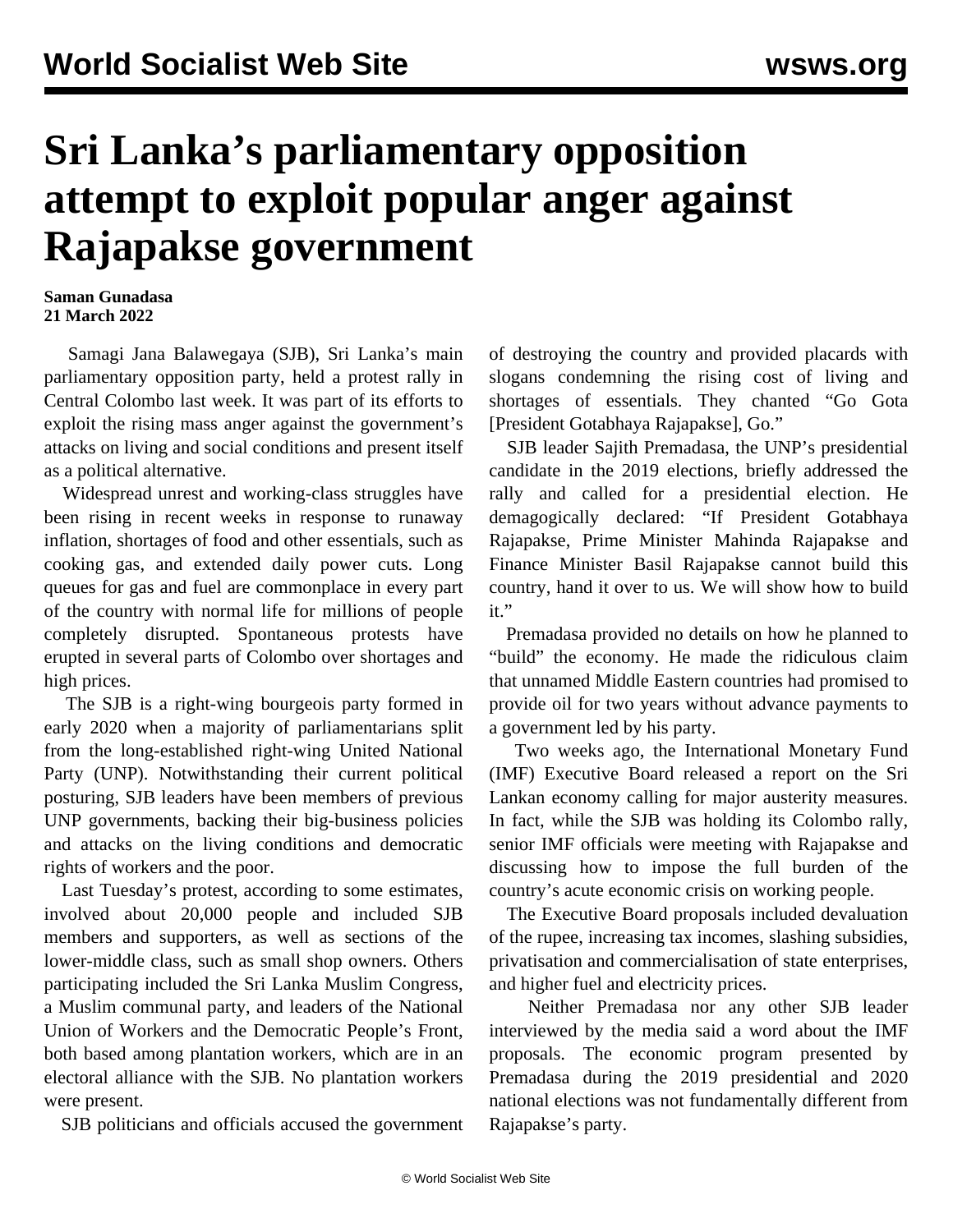# Sri Lanka's parliamentary opposition attempt to exploit popular anger against Rajapakse government

**Saman Gunadasa**
**21 March 2022**

Samagi Jana Balawegaya (SJB), Sri Lanka's main parliamentary opposition party, held a protest rally in Central Colombo last week. It was part of its efforts to exploit the rising mass anger against the government's attacks on living and social conditions and present itself as a political alternative.

Widespread unrest and working-class struggles have been rising in recent weeks in response to runaway inflation, shortages of food and other essentials, such as cooking gas, and extended daily power cuts. Long queues for gas and fuel are commonplace in every part of the country with normal life for millions of people completely disrupted. Spontaneous protests have erupted in several parts of Colombo over shortages and high prices.

The SJB is a right-wing bourgeois party formed in early 2020 when a majority of parliamentarians split from the long-established right-wing United National Party (UNP). Notwithstanding their current political posturing, SJB leaders have been members of previous UNP governments, backing their big-business policies and attacks on the living conditions and democratic rights of workers and the poor.

Last Tuesday's protest, according to some estimates, involved about 20,000 people and included SJB members and supporters, as well as sections of the lower-middle class, such as small shop owners. Others participating included the Sri Lanka Muslim Congress, a Muslim communal party, and leaders of the National Union of Workers and the Democratic People's Front, both based among plantation workers, which are in an electoral alliance with the SJB. No plantation workers were present.

SJB politicians and officials accused the government of destroying the country and provided placards with slogans condemning the rising cost of living and shortages of essentials. They chanted "Go Gota [President Gotabhaya Rajapakse], Go."

SJB leader Sajith Premadasa, the UNP's presidential candidate in the 2019 elections, briefly addressed the rally and called for a presidential election. He demagogically declared: "If President Gotabhaya Rajapakse, Prime Minister Mahinda Rajapakse and Finance Minister Basil Rajapakse cannot build this country, hand it over to us. We will show how to build it."

Premadasa provided no details on how he planned to "build" the economy. He made the ridiculous claim that unnamed Middle Eastern countries had promised to provide oil for two years without advance payments to a government led by his party.

Two weeks ago, the International Monetary Fund (IMF) Executive Board released a report on the Sri Lankan economy calling for major austerity measures. In fact, while the SJB was holding its Colombo rally, senior IMF officials were meeting with Rajapakse and discussing how to impose the full burden of the country's acute economic crisis on working people.

The Executive Board proposals included devaluation of the rupee, increasing tax incomes, slashing subsidies, privatisation and commercialisation of state enterprises, and higher fuel and electricity prices.

Neither Premadasa nor any other SJB leader interviewed by the media said a word about the IMF proposals. The economic program presented by Premadasa during the 2019 presidential and 2020 national elections was not fundamentally different from Rajapakse's party.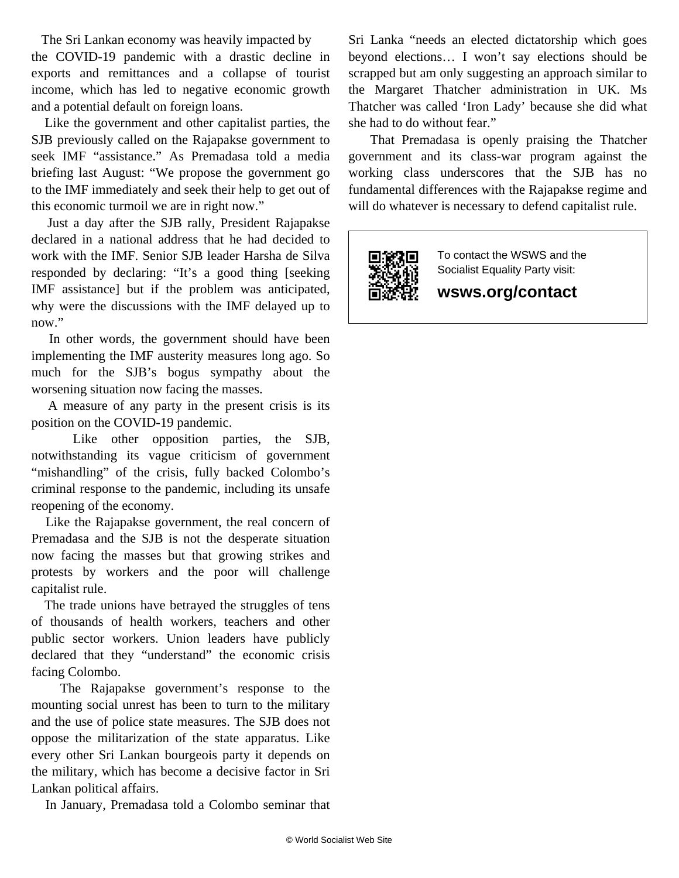The Sri Lankan economy was heavily impacted by the COVID-19 pandemic with a drastic decline in exports and remittances and a collapse of tourist income, which has led to negative economic growth and a potential default on foreign loans.

Like the government and other capitalist parties, the SJB previously called on the Rajapakse government to seek IMF "assistance." As Premadasa told a media briefing last August: "We propose the government go to the IMF immediately and seek their help to get out of this economic turmoil we are in right now."

Just a day after the SJB rally, President Rajapakse declared in a national address that he had decided to work with the IMF. Senior SJB leader Harsha de Silva responded by declaring: "It's a good thing [seeking IMF assistance] but if the problem was anticipated, why were the discussions with the IMF delayed up to now."

In other words, the government should have been implementing the IMF austerity measures long ago. So much for the SJB's bogus sympathy about the worsening situation now facing the masses.

A measure of any party in the present crisis is its position on the COVID-19 pandemic.

Like other opposition parties, the SJB, notwithstanding its vague criticism of government "mishandling" of the crisis, fully backed Colombo's criminal response to the pandemic, including its unsafe reopening of the economy.

Like the Rajapakse government, the real concern of Premadasa and the SJB is not the desperate situation now facing the masses but that growing strikes and protests by workers and the poor will challenge capitalist rule.

The trade unions have betrayed the struggles of tens of thousands of health workers, teachers and other public sector workers. Union leaders have publicly declared that they "understand" the economic crisis facing Colombo.

The Rajapakse government's response to the mounting social unrest has been to turn to the military and the use of police state measures. The SJB does not oppose the militarization of the state apparatus. Like every other Sri Lankan bourgeois party it depends on the military, which has become a decisive factor in Sri Lankan political affairs.

In January, Premadasa told a Colombo seminar that Sri Lanka "needs an elected dictatorship which goes beyond elections… I won't say elections should be scrapped but am only suggesting an approach similar to the Margaret Thatcher administration in UK. Ms Thatcher was called 'Iron Lady' because she did what she had to do without fear."

That Premadasa is openly praising the Thatcher government and its class-war program against the working class underscores that the SJB has no fundamental differences with the Rajapakse regime and will do whatever is necessary to defend capitalist rule.

To contact the WSWS and the Socialist Equality Party visit:

**wsws.org/contact**